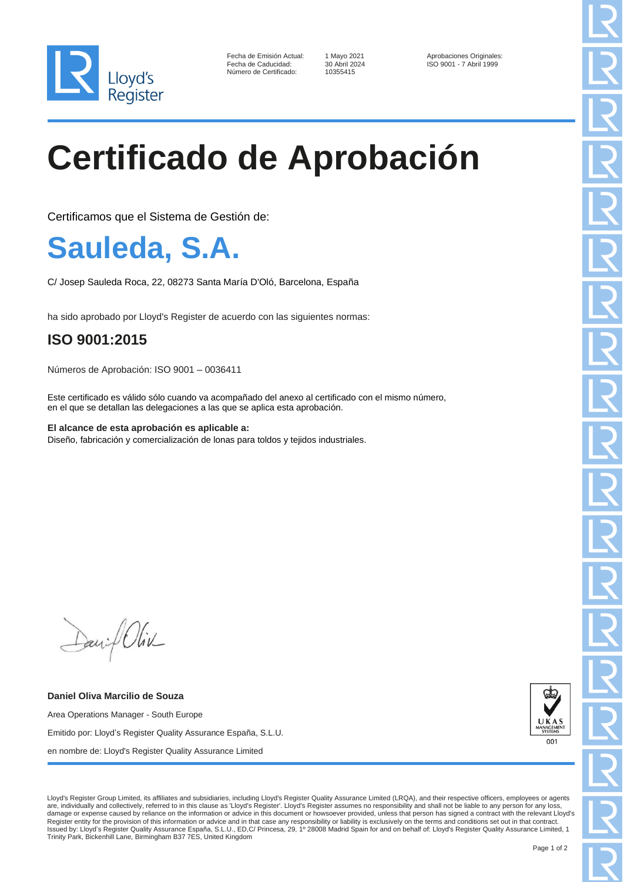Lloyd's Register

| | | |
|---|---|---|
| Fecha de Emisión Actual: | 1 Mayo 2021 | Aprobaciones Originales: |
| Fecha de Caducidad: | 30 Abril 2024 | ISO 9001 - 7 Abril 1999 |
| Número de Certificado: | 10355415 | |

# Certificado de Aprobación

Certificamos que el Sistema de Gestión de:

## Sauleda, S.A.

C/ Josep Sauleda Roca, 22, 08273 Santa María D'Oló, Barcelona, España

ha sido aprobado por Lloyd's Register de acuerdo con las siguientes normas:

### ISO 9001:2015

Números de Aprobación: ISO 9001 – 0036411

Este certificado es válido sólo cuando va acompañado del anexo al certificado con el mismo número, en el que se detallan las delegaciones a las que se aplica esta aprobación.

**El alcance de esta aprobación es aplicable a:**
Diseño, fabricación y comercialización de lonas para toldos y tejidos industriales.

**Daniel Oliva Marcilio de Souza**

Area Operations Manager - South Europe

Emitido por: Lloyd's Register Quality Assurance España, S.L.U.

en nombre de: Lloyd's Register Quality Assurance Limited

UKAS MANAGEMENT SYSTEMS 001

Lloyd's Register Group Limited, its affiliates and subsidiaries, including Lloyd's Register Quality Assurance Limited (LRQA), and their respective officers, employees or agents are, individually and collectively, referred to in this clause as 'Lloyd's Register'. Lloyd's Register assumes no responsibility and shall not be liable to any person for any loss, damage or expense caused by reliance on the information or advice in this document or howsoever provided, unless that person has signed a contract with the relevant Lloyd's Register entity for the provision of this information or advice and in that case any responsibility or liability is exclusively on the terms and conditions set out in that contract. Issued by: Lloyd's Register Quality Assurance España, S.L.U., ED,C/ Princesa, 29, 1º 28008 Madrid Spain for and on behalf of: Lloyd's Register Quality Assurance Limited, 1 Trinity Park, Bickenhill Lane, Birmingham B37 7ES, United Kingdom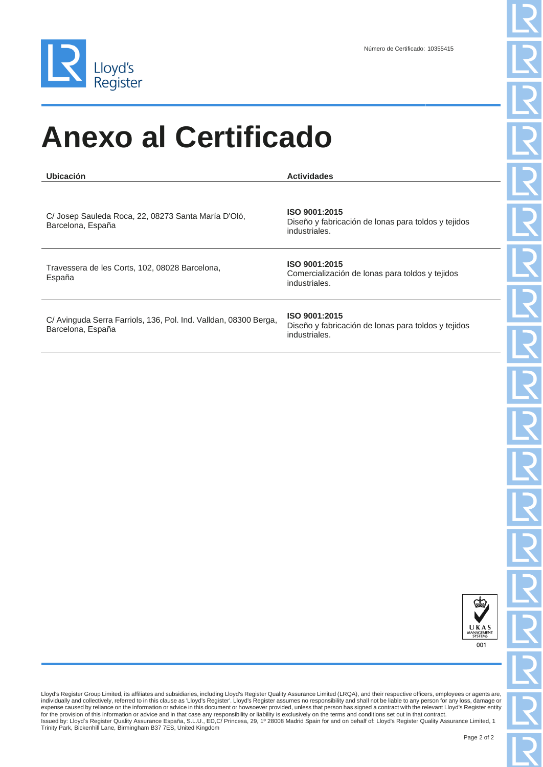Número de Certificado: 10355415

# Anexo al Certificado

| Ubicación | Actividades |
| --- | --- |
| C/ Josep Sauleda Roca, 22, 08273 Santa María D'Oló, Barcelona, España | **ISO 9001:2015** Diseño y fabricación de lonas para toldos y tejidos industriales. |
| Travessera de les Corts, 102, 08028 Barcelona, España | **ISO 9001:2015** Comercialización de lonas para toldos y tejidos industriales. |
| C/ Avinguda Serra Farriols, 136, Pol. Ind. Valldan, 08300 Berga, Barcelona, España | **ISO 9001:2015** Diseño y fabricación de lonas para toldos y tejidos industriales. |

UKAS MANAGEMENT SYSTEMS
001

Lloyd's Register Group Limited, its affiliates and subsidiaries, including Lloyd's Register Quality Assurance Limited (LRQA), and their respective officers, employees or agents are, individually and collectively, referred to in this clause as 'Lloyd's Register'. Lloyd's Register assumes no responsibility and shall not be liable to any person for any loss, damage or expense caused by reliance on the information or advice in this document or howsoever provided, unless that person has signed a contract with the relevant Lloyd's Register entity for the provision of this information or advice and in that case any responsibility or liability is exclusively on the terms and conditions set out in that contract.
Issued by: Lloyd's Register Quality Assurance España, S.L.U., ED,C/ Princesa, 29, 1º 28008 Madrid Spain for and on behalf of: Lloyd's Register Quality Assurance Limited, 1 Trinity Park, Bickenhill Lane, Birmingham B37 7ES, United Kingdom